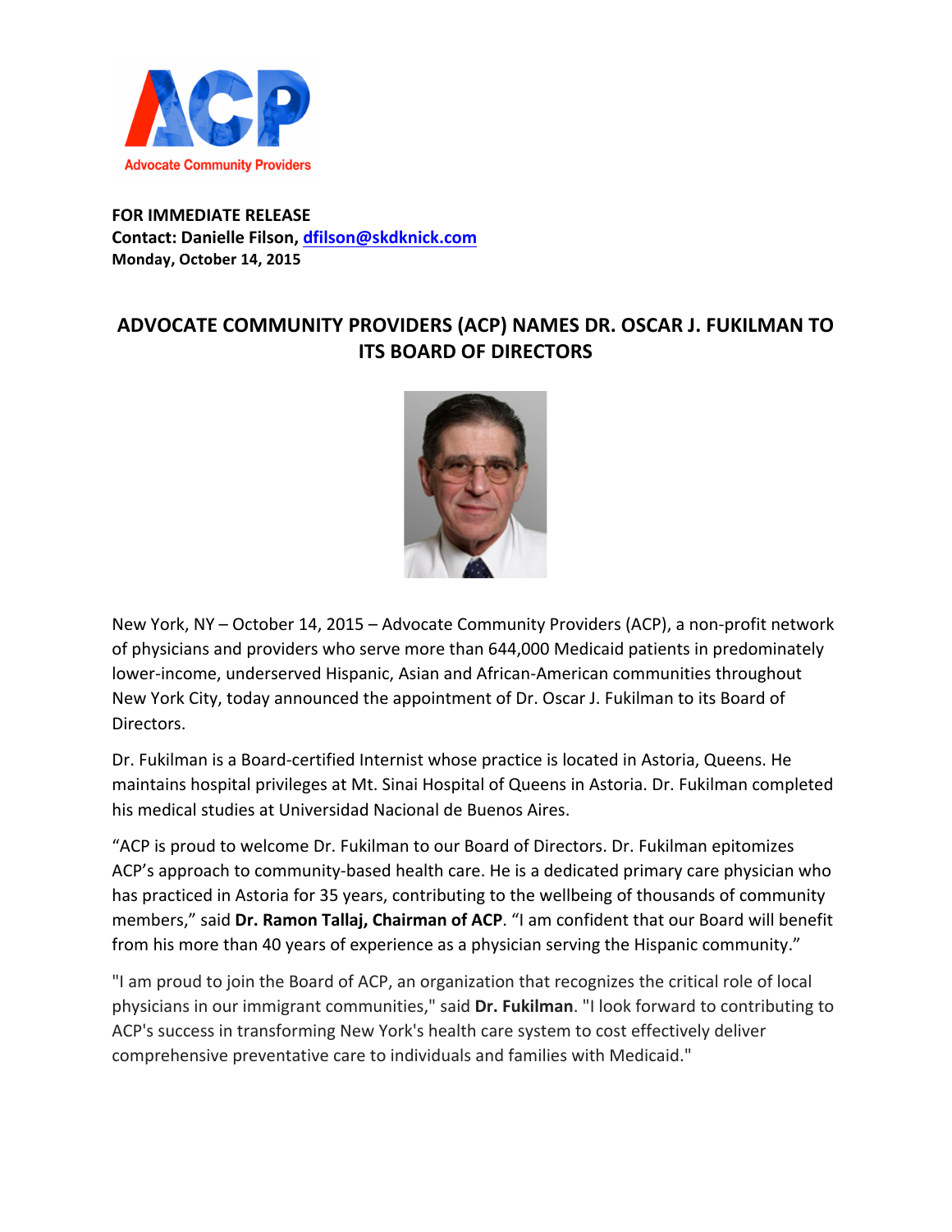**FOR IMMEDIATE RELEASE**
**Contact: Danielle Filson, dfilson@skdknick.com**
**Monday, October 14, 2015**

## ADVOCATE COMMUNITY PROVIDERS (ACP) NAMES DR. OSCAR J. FUKILMAN TO ITS BOARD OF DIRECTORS

New York, NY – October 14, 2015 – Advocate Community Providers (ACP), a non-profit network of physicians and providers who serve more than 644,000 Medicaid patients in predominately lower-income, underserved Hispanic, Asian and African-American communities throughout New York City, today announced the appointment of Dr. Oscar J. Fukilman to its Board of Directors.

Dr. Fukilman is a Board-certified Internist whose practice is located in Astoria, Queens. He maintains hospital privileges at Mt. Sinai Hospital of Queens in Astoria. Dr. Fukilman completed his medical studies at Universidad Nacional de Buenos Aires.

"ACP is proud to welcome Dr. Fukilman to our Board of Directors. Dr. Fukilman epitomizes ACP's approach to community-based health care. He is a dedicated primary care physician who has practiced in Astoria for 35 years, contributing to the wellbeing of thousands of community members," said **Dr. Ramon Tallaj, Chairman of ACP**. "I am confident that our Board will benefit from his more than 40 years of experience as a physician serving the Hispanic community."

"I am proud to join the Board of ACP, an organization that recognizes the critical role of local physicians in our immigrant communities," said **Dr. Fukilman**. "I look forward to contributing to ACP's success in transforming New York's health care system to cost effectively deliver comprehensive preventative care to individuals and families with Medicaid."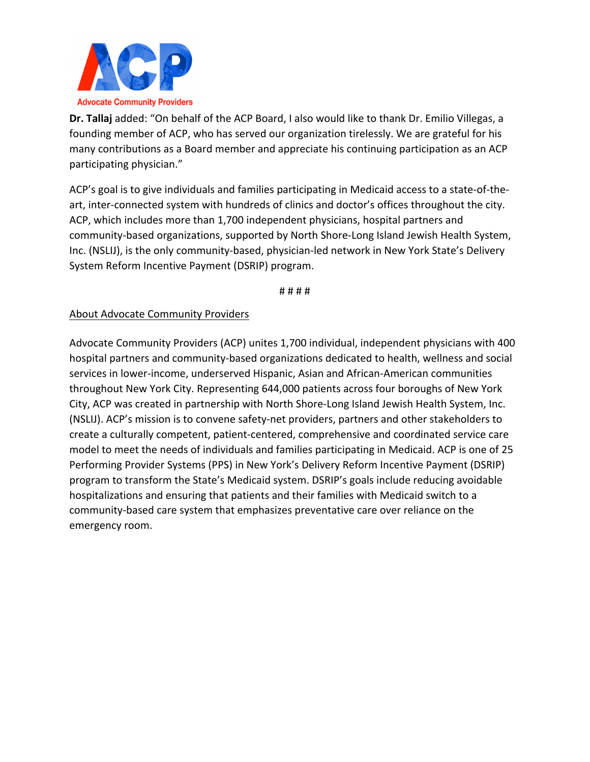**Dr. Tallaj** added: "On behalf of the ACP Board, I also would like to thank Dr. Emilio Villegas, a founding member of ACP, who has served our organization tirelessly. We are grateful for his many contributions as a Board member and appreciate his continuing participation as an ACP participating physician."

ACP's goal is to give individuals and families participating in Medicaid access to a state-of-the-art, inter-connected system with hundreds of clinics and doctor's offices throughout the city. ACP, which includes more than 1,700 independent physicians, hospital partners and community-based organizations, supported by North Shore-Long Island Jewish Health System, Inc. (NSLIJ), is the only community-based, physician-led network in New York State's Delivery System Reform Incentive Payment (DSRIP) program.

# # # #

About Advocate Community Providers

Advocate Community Providers (ACP) unites 1,700 individual, independent physicians with 400 hospital partners and community-based organizations dedicated to health, wellness and social services in lower-income, underserved Hispanic, Asian and African-American communities throughout New York City. Representing 644,000 patients across four boroughs of New York City, ACP was created in partnership with North Shore-Long Island Jewish Health System, Inc. (NSLIJ). ACP's mission is to convene safety-net providers, partners and other stakeholders to create a culturally competent, patient-centered, comprehensive and coordinated service care model to meet the needs of individuals and families participating in Medicaid. ACP is one of 25 Performing Provider Systems (PPS) in New York's Delivery Reform Incentive Payment (DSRIP) program to transform the State's Medicaid system. DSRIP's goals include reducing avoidable hospitalizations and ensuring that patients and their families with Medicaid switch to a community-based care system that emphasizes preventative care over reliance on the emergency room.